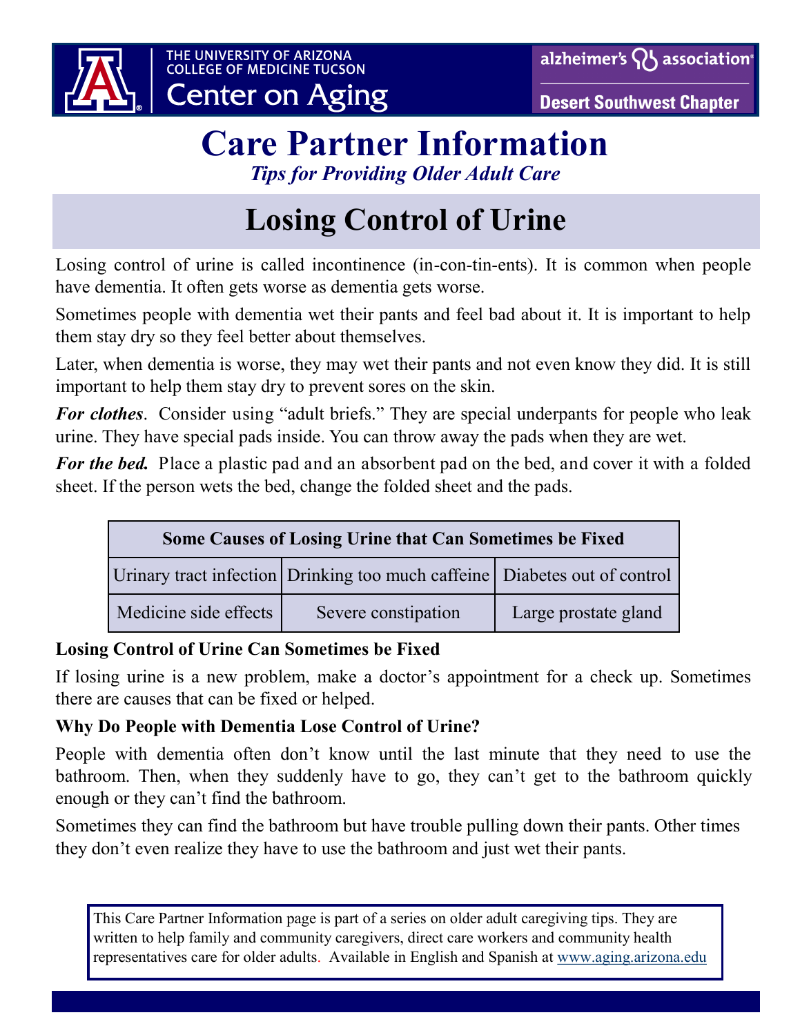THE UNIVERSITY OF ARIZONA
COLLEGE OF MEDICINE TUCSON
Center on Aging

alzheimer's association
Desert Southwest Chapter

# Care Partner Information

*Tips for Providing Older Adult Care*

## Losing Control of Urine

Losing control of urine is called incontinence (in-con-tin-ents). It is common when people have dementia. It often gets worse as dementia gets worse.

Sometimes people with dementia wet their pants and feel bad about it. It is important to help them stay dry so they feel better about themselves.

Later, when dementia is worse, they may wet their pants and not even know they did. It is still important to help them stay dry to prevent sores on the skin.

***For clothes***. Consider using "adult briefs." They are special underpants for people who leak urine. They have special pads inside. You can throw away the pads when they are wet.

***For the bed.*** Place a plastic pad and an absorbent pad on the bed, and cover it with a folded sheet. If the person wets the bed, change the folded sheet and the pads.

| Some Causes of Losing Urine that Can Sometimes be Fixed | | |
|---|---|---|
| Urinary tract infection | Drinking too much caffeine | Diabetes out of control |
| Medicine side effects | Severe constipation | Large prostate gland |

### Losing Control of Urine Can Sometimes be Fixed

If losing urine is a new problem, make a doctor's appointment for a check up. Sometimes there are causes that can be fixed or helped.

### Why Do People with Dementia Lose Control of Urine?

People with dementia often don't know until the last minute that they need to use the bathroom. Then, when they suddenly have to go, they can't get to the bathroom quickly enough or they can't find the bathroom.

Sometimes they can find the bathroom but have trouble pulling down their pants. Other times they don't even realize they have to use the bathroom and just wet their pants.

This Care Partner Information page is part of a series on older adult caregiving tips. They are written to help family and community caregivers, direct care workers and community health representatives care for older adults. Available in English and Spanish at www.aging.arizona.edu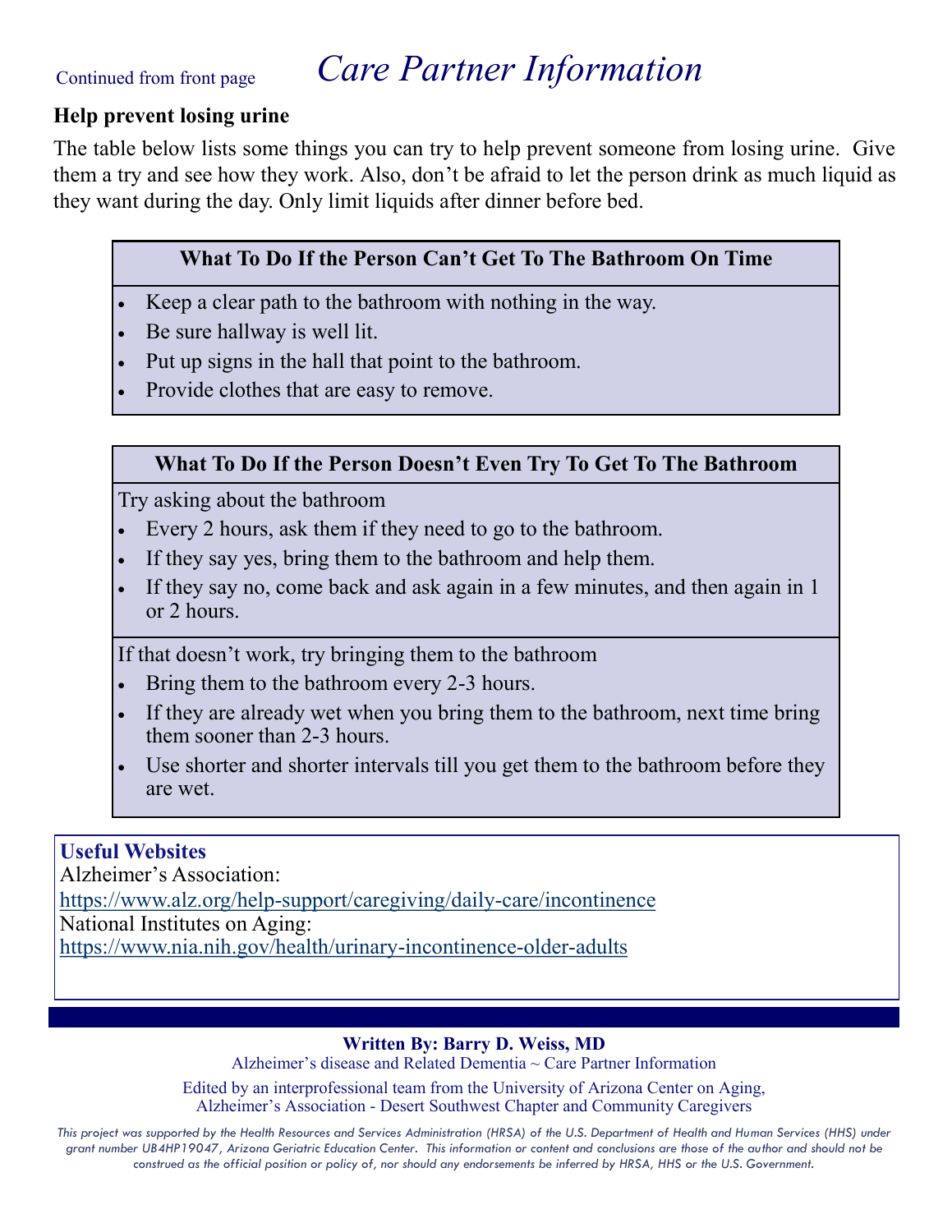Continued from front page

# Care Partner Information

## Help prevent losing urine

The table below lists some things you can try to help prevent someone from losing urine. Give them a try and see how they work. Also, don't be afraid to let the person drink as much liquid as they want during the day. Only limit liquids after dinner before bed.

### What To Do If the Person Can't Get To The Bathroom On Time

- Keep a clear path to the bathroom with nothing in the way.
- Be sure hallway is well lit.
- Put up signs in the hall that point to the bathroom.
- Provide clothes that are easy to remove.

### What To Do If the Person Doesn't Even Try To Get To The Bathroom

Try asking about the bathroom

- Every 2 hours, ask them if they need to go to the bathroom.
- If they say yes, bring them to the bathroom and help them.
- If they say no, come back and ask again in a few minutes, and then again in 1 or 2 hours.

If that doesn't work, try bringing them to the bathroom

- Bring them to the bathroom every 2-3 hours.
- If they are already wet when you bring them to the bathroom, next time bring them sooner than 2-3 hours.
- Use shorter and shorter intervals till you get them to the bathroom before they are wet.

### Useful Websites

Alzheimer's Association:
https://www.alz.org/help-support/caregiving/daily-care/incontinence

National Institutes on Aging:
https://www.nia.nih.gov/health/urinary-incontinence-older-adults

**Written By: Barry D. Weiss, MD**

Alzheimer's disease and Related Dementia ~ Care Partner Information

Edited by an interprofessional team from the University of Arizona Center on Aging, Alzheimer's Association - Desert Southwest Chapter and Community Caregivers

*This project was supported by the Health Resources and Services Administration (HRSA) of the U.S. Department of Health and Human Services (HHS) under grant number UB4HP19047, Arizona Geriatric Education Center. This information or content and conclusions are those of the author and should not be construed as the official position or policy of, nor should any endorsements be inferred by HRSA, HHS or the U.S. Government.*